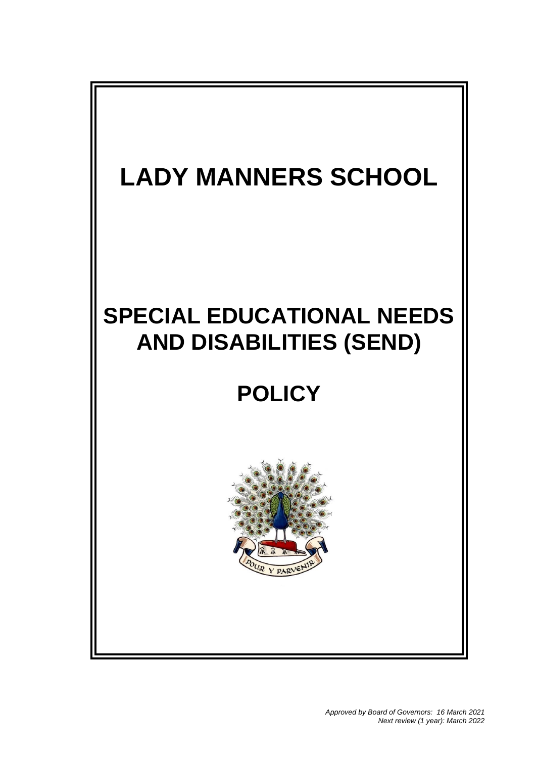# LADY MANNERS SCHOOL

# SPECIAL EDUCATIONAL NEEDS AND DISABILITIES (SEND)

# POLICY

*Approved by Board of Governors: 16 March 2021*
*Next review (1 year): March 2022*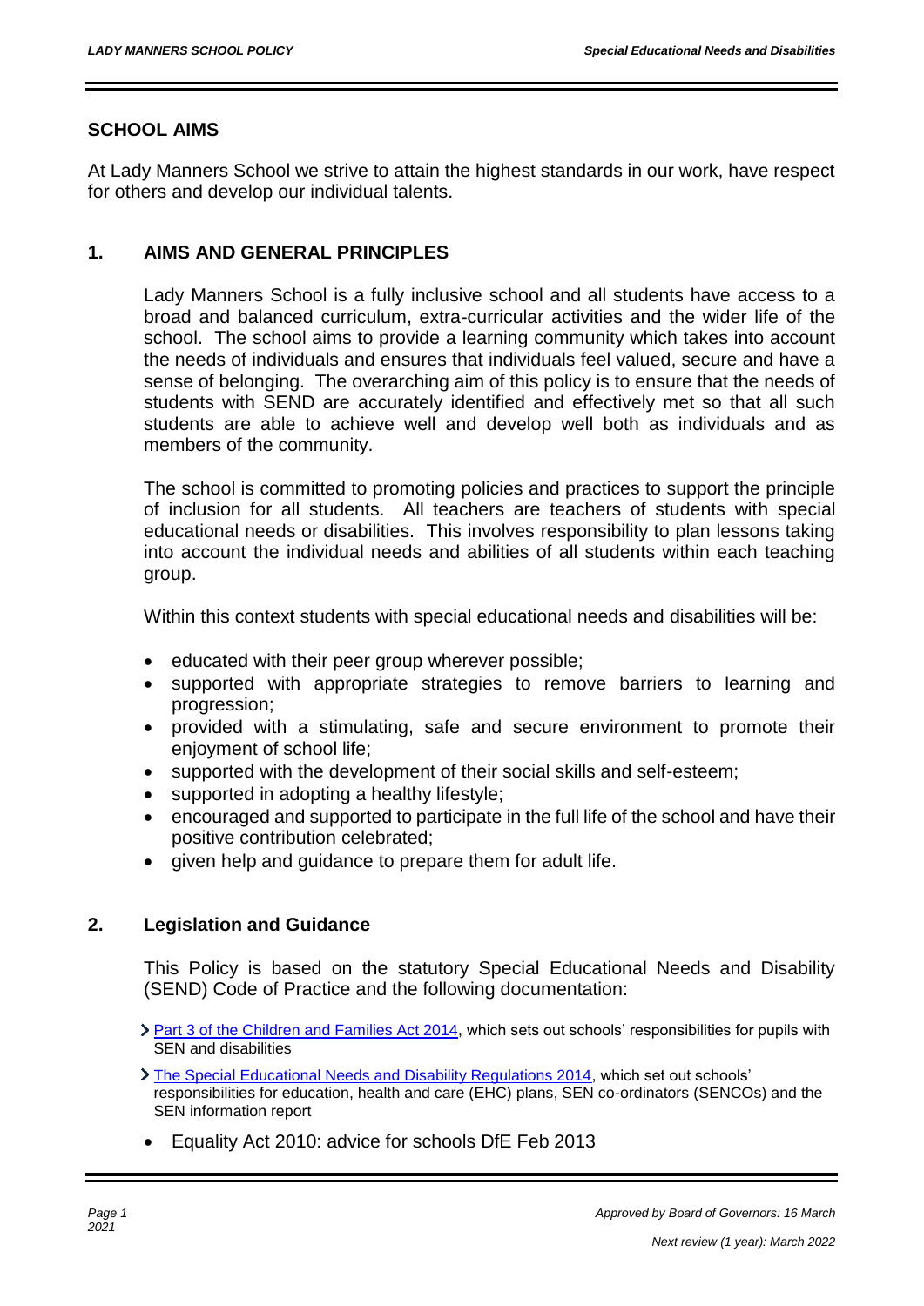## SCHOOL AIMS

At Lady Manners School we strive to attain the highest standards in our work, have respect for others and develop our individual talents.

## 1. AIMS AND GENERAL PRINCIPLES

Lady Manners School is a fully inclusive school and all students have access to a broad and balanced curriculum, extra-curricular activities and the wider life of the school. The school aims to provide a learning community which takes into account the needs of individuals and ensures that individuals feel valued, secure and have a sense of belonging. The overarching aim of this policy is to ensure that the needs of students with SEND are accurately identified and effectively met so that all such students are able to achieve well and develop well both as individuals and as members of the community.

The school is committed to promoting policies and practices to support the principle of inclusion for all students. All teachers are teachers of students with special educational needs or disabilities. This involves responsibility to plan lessons taking into account the individual needs and abilities of all students within each teaching group.

Within this context students with special educational needs and disabilities will be:

- educated with their peer group wherever possible;
- supported with appropriate strategies to remove barriers to learning and progression;
- provided with a stimulating, safe and secure environment to promote their enjoyment of school life;
- supported with the development of their social skills and self-esteem;
- supported in adopting a healthy lifestyle;
- encouraged and supported to participate in the full life of the school and have their positive contribution celebrated;
- given help and guidance to prepare them for adult life.

## 2. Legislation and Guidance

This Policy is based on the statutory Special Educational Needs and Disability (SEND) Code of Practice and the following documentation:

- Part 3 of the Children and Families Act 2014, which sets out schools' responsibilities for pupils with SEN and disabilities
- The Special Educational Needs and Disability Regulations 2014, which set out schools' responsibilities for education, health and care (EHC) plans, SEN co-ordinators (SENCOs) and the SEN information report
- Equality Act 2010: advice for schools DfE Feb 2013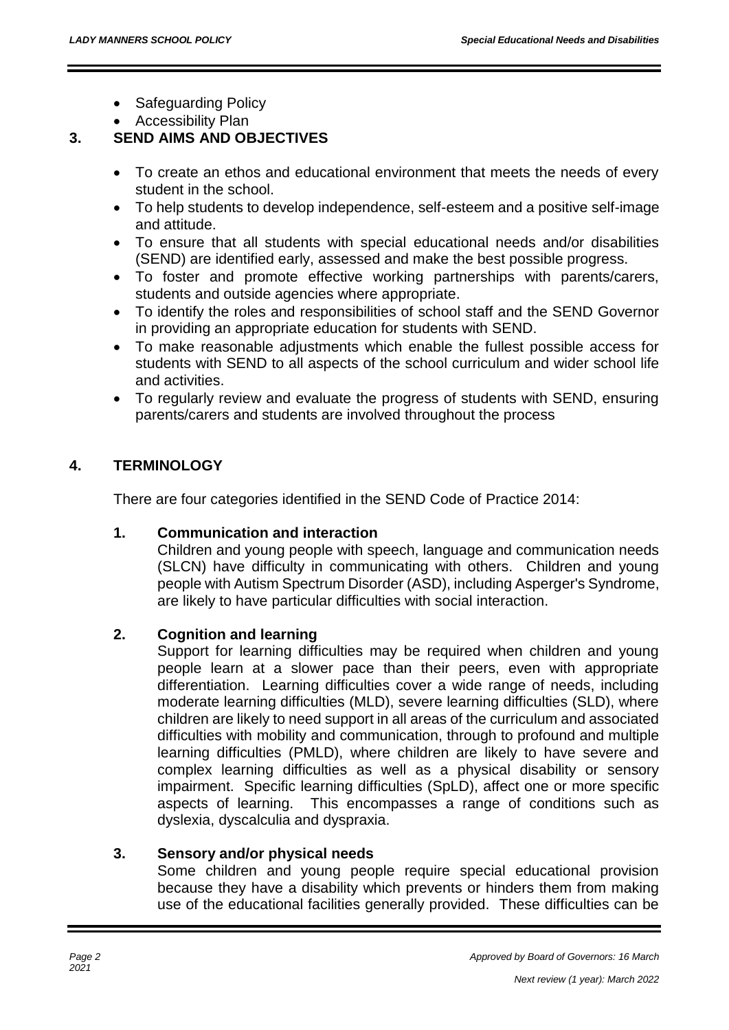- Safeguarding Policy
- Accessibility Plan

## 3. SEND AIMS AND OBJECTIVES

- To create an ethos and educational environment that meets the needs of every student in the school.
- To help students to develop independence, self-esteem and a positive self-image and attitude.
- To ensure that all students with special educational needs and/or disabilities (SEND) are identified early, assessed and make the best possible progress.
- To foster and promote effective working partnerships with parents/carers, students and outside agencies where appropriate.
- To identify the roles and responsibilities of school staff and the SEND Governor in providing an appropriate education for students with SEND.
- To make reasonable adjustments which enable the fullest possible access for students with SEND to all aspects of the school curriculum and wider school life and activities.
- To regularly review and evaluate the progress of students with SEND, ensuring parents/carers and students are involved throughout the process

## 4. TERMINOLOGY

There are four categories identified in the SEND Code of Practice 2014:

### 1. Communication and interaction

Children and young people with speech, language and communication needs (SLCN) have difficulty in communicating with others. Children and young people with Autism Spectrum Disorder (ASD), including Asperger's Syndrome, are likely to have particular difficulties with social interaction.

### 2. Cognition and learning

Support for learning difficulties may be required when children and young people learn at a slower pace than their peers, even with appropriate differentiation. Learning difficulties cover a wide range of needs, including moderate learning difficulties (MLD), severe learning difficulties (SLD), where children are likely to need support in all areas of the curriculum and associated difficulties with mobility and communication, through to profound and multiple learning difficulties (PMLD), where children are likely to have severe and complex learning difficulties as well as a physical disability or sensory impairment. Specific learning difficulties (SpLD), affect one or more specific aspects of learning. This encompasses a range of conditions such as dyslexia, dyscalculia and dyspraxia.

### 3. Sensory and/or physical needs

Some children and young people require special educational provision because they have a disability which prevents or hinders them from making use of the educational facilities generally provided. These difficulties can be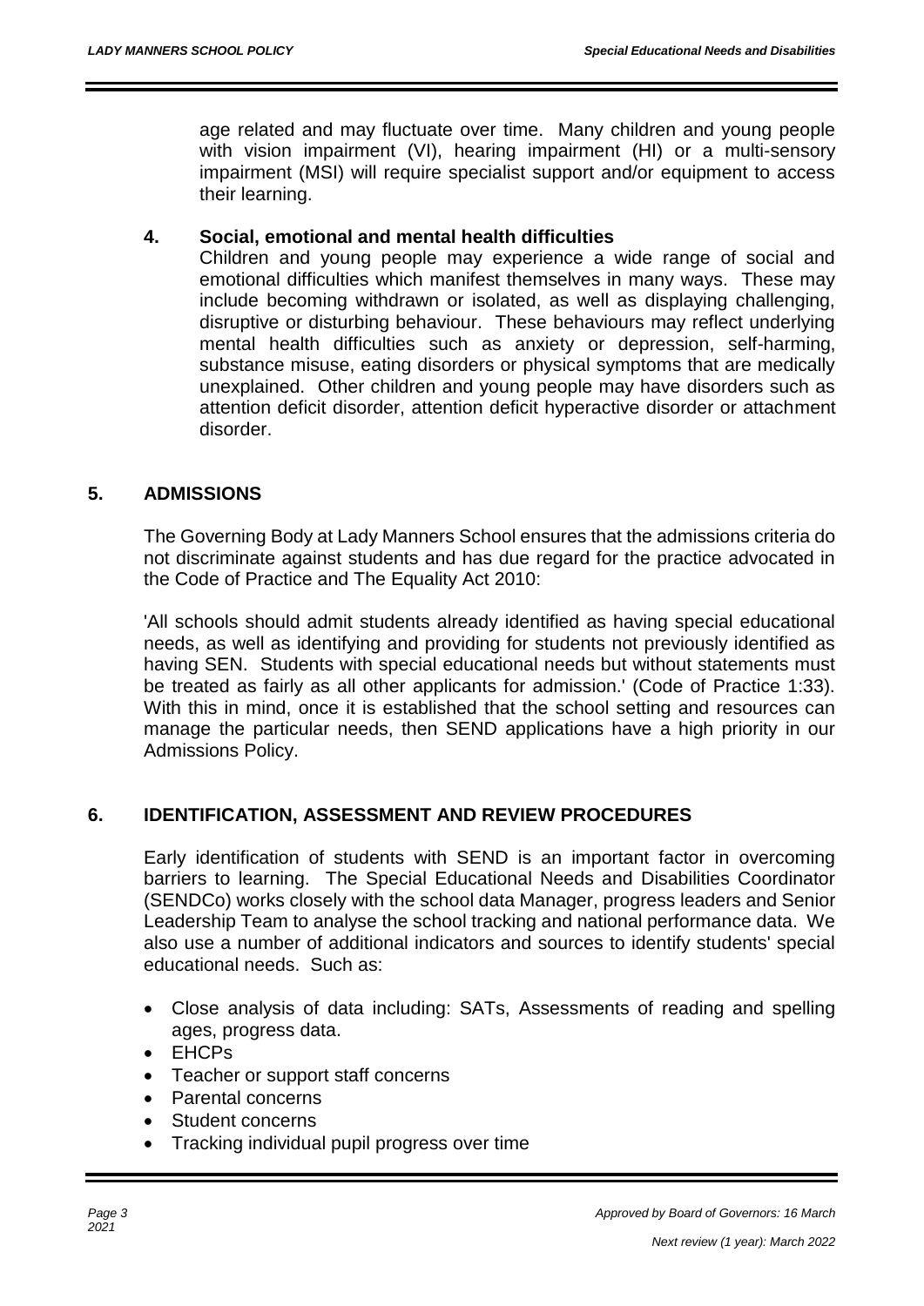age related and may fluctuate over time. Many children and young people with vision impairment (VI), hearing impairment (HI) or a multi-sensory impairment (MSI) will require specialist support and/or equipment to access their learning.

### 4. Social, emotional and mental health difficulties

Children and young people may experience a wide range of social and emotional difficulties which manifest themselves in many ways. These may include becoming withdrawn or isolated, as well as displaying challenging, disruptive or disturbing behaviour. These behaviours may reflect underlying mental health difficulties such as anxiety or depression, self-harming, substance misuse, eating disorders or physical symptoms that are medically unexplained. Other children and young people may have disorders such as attention deficit disorder, attention deficit hyperactive disorder or attachment disorder.

## 5. ADMISSIONS

The Governing Body at Lady Manners School ensures that the admissions criteria do not discriminate against students and has due regard for the practice advocated in the Code of Practice and The Equality Act 2010:

'All schools should admit students already identified as having special educational needs, as well as identifying and providing for students not previously identified as having SEN. Students with special educational needs but without statements must be treated as fairly as all other applicants for admission.' (Code of Practice 1:33). With this in mind, once it is established that the school setting and resources can manage the particular needs, then SEND applications have a high priority in our Admissions Policy.

## 6. IDENTIFICATION, ASSESSMENT AND REVIEW PROCEDURES

Early identification of students with SEND is an important factor in overcoming barriers to learning. The Special Educational Needs and Disabilities Coordinator (SENDCo) works closely with the school data Manager, progress leaders and Senior Leadership Team to analyse the school tracking and national performance data. We also use a number of additional indicators and sources to identify students' special educational needs. Such as:

- Close analysis of data including: SATs, Assessments of reading and spelling ages, progress data.
- EHCPs
- Teacher or support staff concerns
- Parental concerns
- Student concerns
- Tracking individual pupil progress over time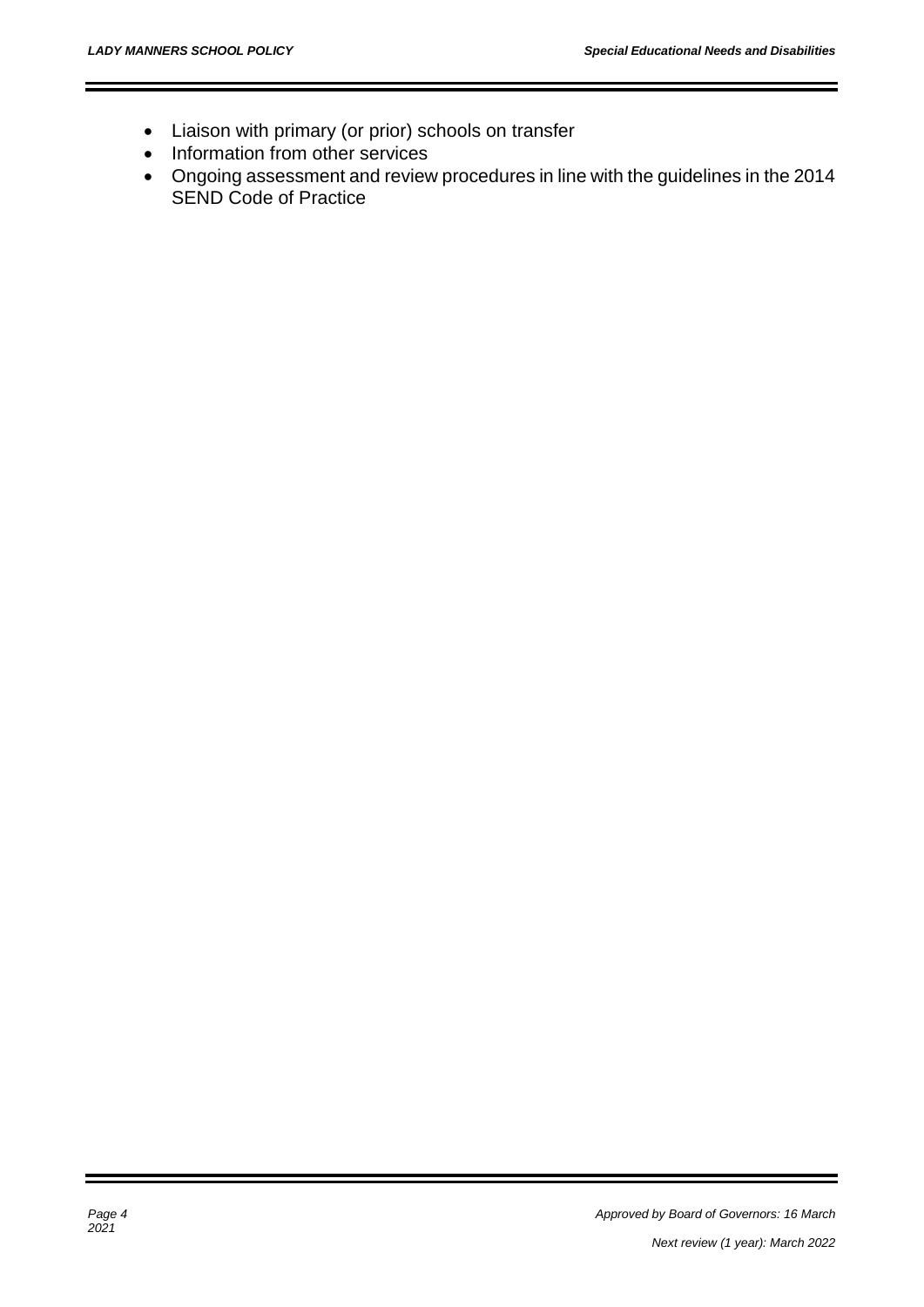- Liaison with primary (or prior) schools on transfer
- Information from other services
- Ongoing assessment and review procedures in line with the guidelines in the 2014 SEND Code of Practice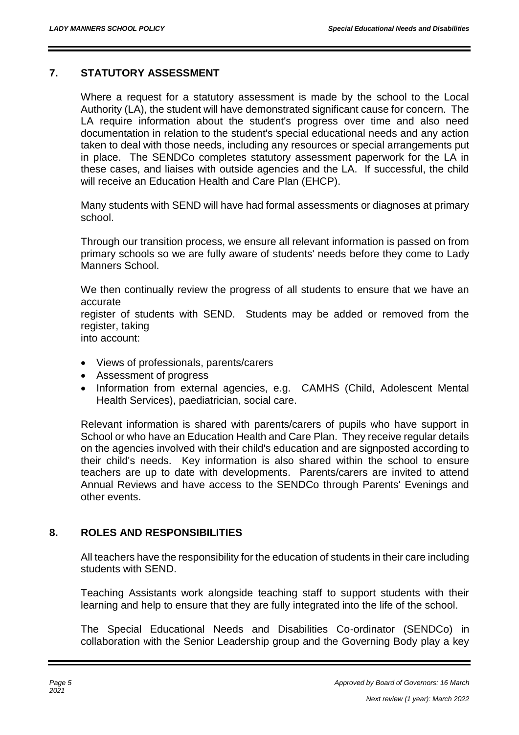## 7. STATUTORY ASSESSMENT

Where a request for a statutory assessment is made by the school to the Local Authority (LA), the student will have demonstrated significant cause for concern. The LA require information about the student's progress over time and also need documentation in relation to the student's special educational needs and any action taken to deal with those needs, including any resources or special arrangements put in place. The SENDCo completes statutory assessment paperwork for the LA in these cases, and liaises with outside agencies and the LA. If successful, the child will receive an Education Health and Care Plan (EHCP).

Many students with SEND will have had formal assessments or diagnoses at primary school.

Through our transition process, we ensure all relevant information is passed on from primary schools so we are fully aware of students' needs before they come to Lady Manners School.

We then continually review the progress of all students to ensure that we have an accurate register of students with SEND. Students may be added or removed from the register, taking into account:

- Views of professionals, parents/carers
- Assessment of progress
- Information from external agencies, e.g. CAMHS (Child, Adolescent Mental Health Services), paediatrician, social care.

Relevant information is shared with parents/carers of pupils who have support in School or who have an Education Health and Care Plan. They receive regular details on the agencies involved with their child's education and are signposted according to their child's needs. Key information is also shared within the school to ensure teachers are up to date with developments. Parents/carers are invited to attend Annual Reviews and have access to the SENDCo through Parents' Evenings and other events.

## 8. ROLES AND RESPONSIBILITIES

All teachers have the responsibility for the education of students in their care including students with SEND.

Teaching Assistants work alongside teaching staff to support students with their learning and help to ensure that they are fully integrated into the life of the school.

The Special Educational Needs and Disabilities Co-ordinator (SENDCo) in collaboration with the Senior Leadership group and the Governing Body play a key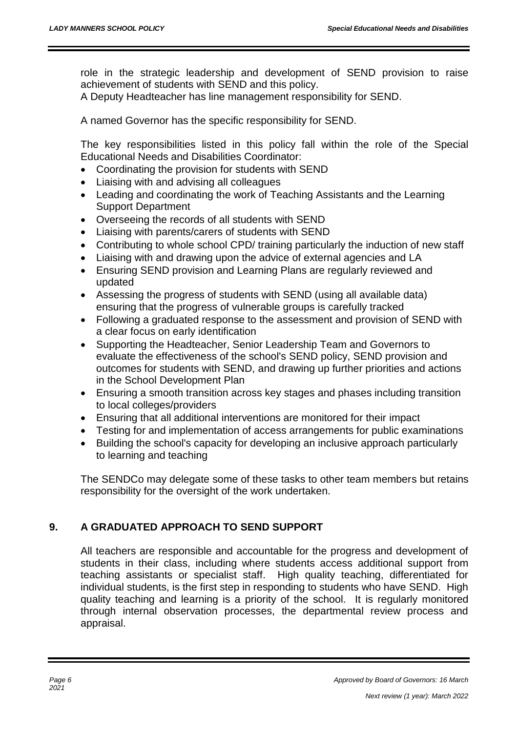role in the strategic leadership and development of SEND provision to raise achievement of students with SEND and this policy.
A Deputy Headteacher has line management responsibility for SEND.

A named Governor has the specific responsibility for SEND.

The key responsibilities listed in this policy fall within the role of the Special Educational Needs and Disabilities Coordinator:

- Coordinating the provision for students with SEND
- Liaising with and advising all colleagues
- Leading and coordinating the work of Teaching Assistants and the Learning Support Department
- Overseeing the records of all students with SEND
- Liaising with parents/carers of students with SEND
- Contributing to whole school CPD/ training particularly the induction of new staff
- Liaising with and drawing upon the advice of external agencies and LA
- Ensuring SEND provision and Learning Plans are regularly reviewed and updated
- Assessing the progress of students with SEND (using all available data) ensuring that the progress of vulnerable groups is carefully tracked
- Following a graduated response to the assessment and provision of SEND with a clear focus on early identification
- Supporting the Headteacher, Senior Leadership Team and Governors to evaluate the effectiveness of the school's SEND policy, SEND provision and outcomes for students with SEND, and drawing up further priorities and actions in the School Development Plan
- Ensuring a smooth transition across key stages and phases including transition to local colleges/providers
- Ensuring that all additional interventions are monitored for their impact
- Testing for and implementation of access arrangements for public examinations
- Building the school's capacity for developing an inclusive approach particularly to learning and teaching

The SENDCo may delegate some of these tasks to other team members but retains responsibility for the oversight of the work undertaken.

## 9. A GRADUATED APPROACH TO SEND SUPPORT

All teachers are responsible and accountable for the progress and development of students in their class, including where students access additional support from teaching assistants or specialist staff. High quality teaching, differentiated for individual students, is the first step in responding to students who have SEND. High quality teaching and learning is a priority of the school. It is regularly monitored through internal observation processes, the departmental review process and appraisal.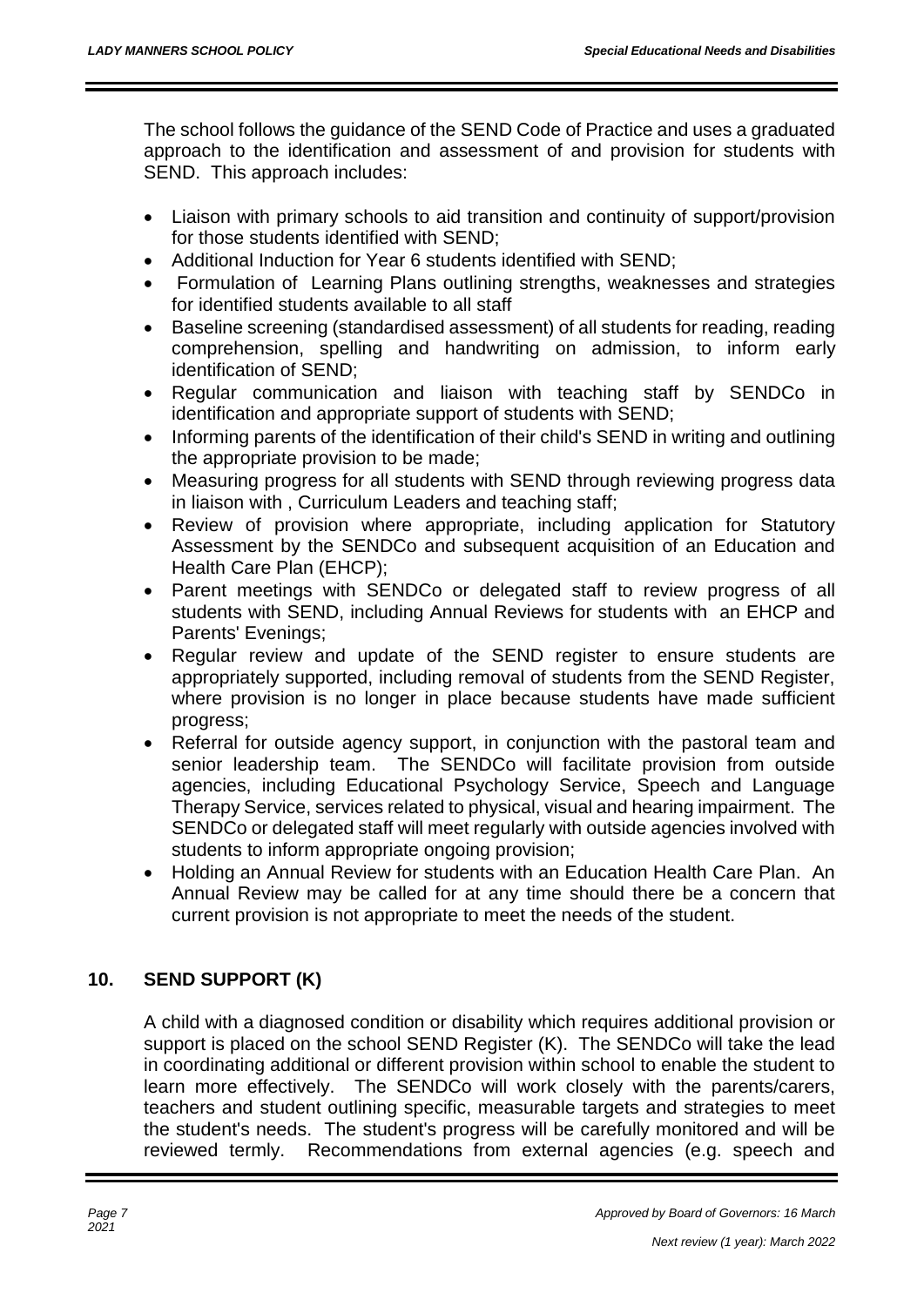The school follows the guidance of the SEND Code of Practice and uses a graduated approach to the identification and assessment of and provision for students with SEND. This approach includes:

- Liaison with primary schools to aid transition and continuity of support/provision for those students identified with SEND;
- Additional Induction for Year 6 students identified with SEND;
- Formulation of Learning Plans outlining strengths, weaknesses and strategies for identified students available to all staff
- Baseline screening (standardised assessment) of all students for reading, reading comprehension, spelling and handwriting on admission, to inform early identification of SEND;
- Regular communication and liaison with teaching staff by SENDCo in identification and appropriate support of students with SEND;
- Informing parents of the identification of their child's SEND in writing and outlining the appropriate provision to be made;
- Measuring progress for all students with SEND through reviewing progress data in liaison with , Curriculum Leaders and teaching staff;
- Review of provision where appropriate, including application for Statutory Assessment by the SENDCo and subsequent acquisition of an Education and Health Care Plan (EHCP);
- Parent meetings with SENDCo or delegated staff to review progress of all students with SEND, including Annual Reviews for students with an EHCP and Parents' Evenings;
- Regular review and update of the SEND register to ensure students are appropriately supported, including removal of students from the SEND Register, where provision is no longer in place because students have made sufficient progress;
- Referral for outside agency support, in conjunction with the pastoral team and senior leadership team. The SENDCo will facilitate provision from outside agencies, including Educational Psychology Service, Speech and Language Therapy Service, services related to physical, visual and hearing impairment. The SENDCo or delegated staff will meet regularly with outside agencies involved with students to inform appropriate ongoing provision;
- Holding an Annual Review for students with an Education Health Care Plan. An Annual Review may be called for at any time should there be a concern that current provision is not appropriate to meet the needs of the student.

## 10. SEND SUPPORT (K)

A child with a diagnosed condition or disability which requires additional provision or support is placed on the school SEND Register (K). The SENDCo will take the lead in coordinating additional or different provision within school to enable the student to learn more effectively. The SENDCo will work closely with the parents/carers, teachers and student outlining specific, measurable targets and strategies to meet the student's needs. The student's progress will be carefully monitored and will be reviewed termly. Recommendations from external agencies (e.g. speech and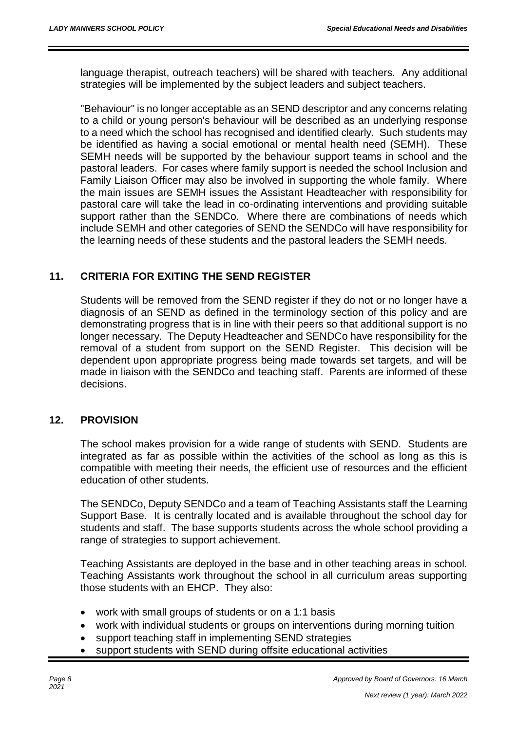language therapist, outreach teachers) will be shared with teachers. Any additional strategies will be implemented by the subject leaders and subject teachers.

"Behaviour" is no longer acceptable as an SEND descriptor and any concerns relating to a child or young person's behaviour will be described as an underlying response to a need which the school has recognised and identified clearly. Such students may be identified as having a social emotional or mental health need (SEMH). These SEMH needs will be supported by the behaviour support teams in school and the pastoral leaders. For cases where family support is needed the school Inclusion and Family Liaison Officer may also be involved in supporting the whole family. Where the main issues are SEMH issues the Assistant Headteacher with responsibility for pastoral care will take the lead in co-ordinating interventions and providing suitable support rather than the SENDCo. Where there are combinations of needs which include SEMH and other categories of SEND the SENDCo will have responsibility for the learning needs of these students and the pastoral leaders the SEMH needs.

## 11. CRITERIA FOR EXITING THE SEND REGISTER

Students will be removed from the SEND register if they do not or no longer have a diagnosis of an SEND as defined in the terminology section of this policy and are demonstrating progress that is in line with their peers so that additional support is no longer necessary. The Deputy Headteacher and SENDCo have responsibility for the removal of a student from support on the SEND Register. This decision will be dependent upon appropriate progress being made towards set targets, and will be made in liaison with the SENDCo and teaching staff. Parents are informed of these decisions.

## 12. PROVISION

The school makes provision for a wide range of students with SEND. Students are integrated as far as possible within the activities of the school as long as this is compatible with meeting their needs, the efficient use of resources and the efficient education of other students.

The SENDCo, Deputy SENDCo and a team of Teaching Assistants staff the Learning Support Base. It is centrally located and is available throughout the school day for students and staff. The base supports students across the whole school providing a range of strategies to support achievement.

Teaching Assistants are deployed in the base and in other teaching areas in school. Teaching Assistants work throughout the school in all curriculum areas supporting those students with an EHCP. They also:

- work with small groups of students or on a 1:1 basis
- work with individual students or groups on interventions during morning tuition
- support teaching staff in implementing SEND strategies
- support students with SEND during offsite educational activities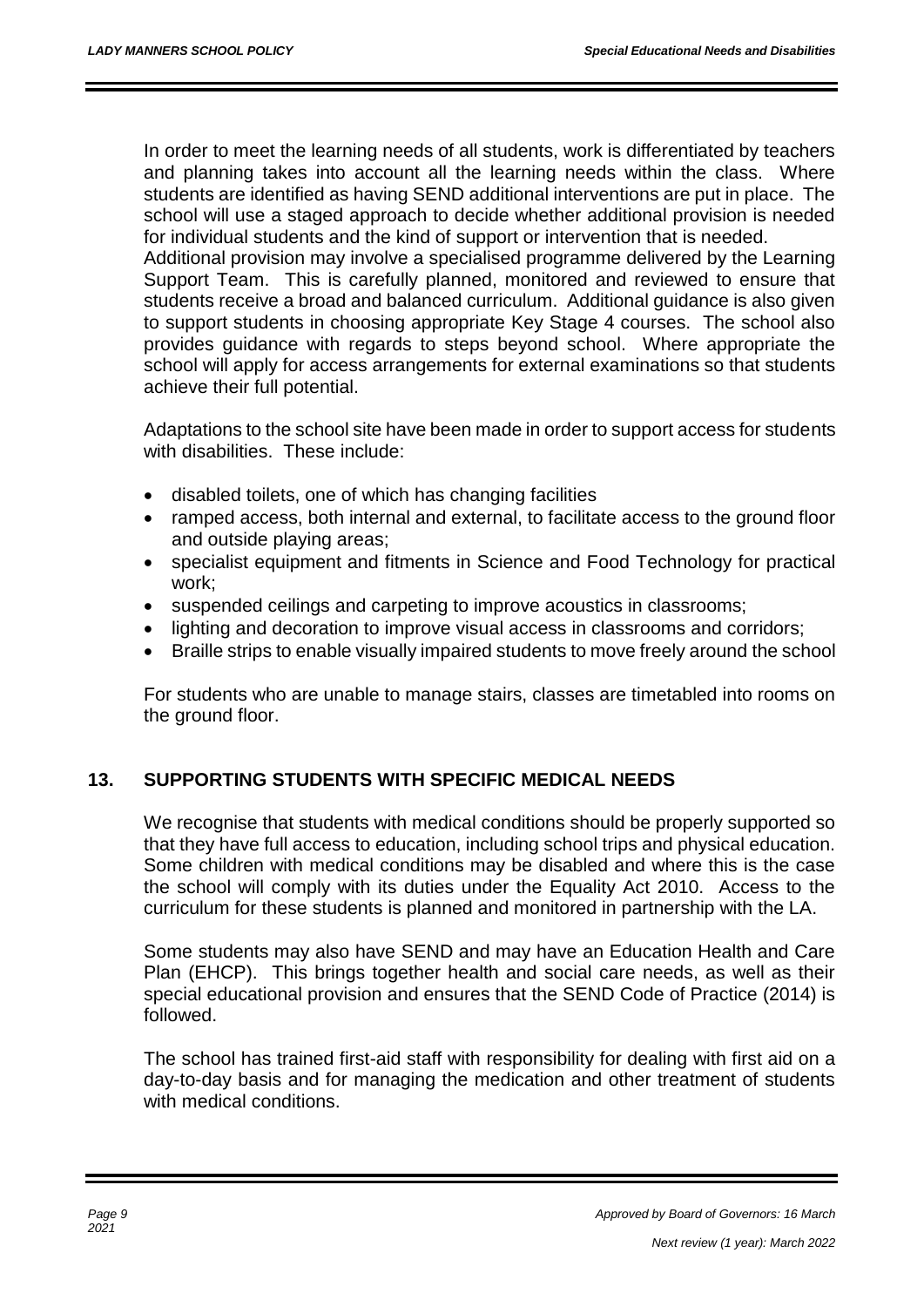In order to meet the learning needs of all students, work is differentiated by teachers and planning takes into account all the learning needs within the class. Where students are identified as having SEND additional interventions are put in place. The school will use a staged approach to decide whether additional provision is needed for individual students and the kind of support or intervention that is needed.
Additional provision may involve a specialised programme delivered by the Learning Support Team. This is carefully planned, monitored and reviewed to ensure that students receive a broad and balanced curriculum. Additional guidance is also given to support students in choosing appropriate Key Stage 4 courses. The school also provides guidance with regards to steps beyond school. Where appropriate the school will apply for access arrangements for external examinations so that students achieve their full potential.

Adaptations to the school site have been made in order to support access for students with disabilities. These include:

- disabled toilets, one of which has changing facilities
- ramped access, both internal and external, to facilitate access to the ground floor and outside playing areas;
- specialist equipment and fitments in Science and Food Technology for practical work;
- suspended ceilings and carpeting to improve acoustics in classrooms;
- lighting and decoration to improve visual access in classrooms and corridors;
- Braille strips to enable visually impaired students to move freely around the school

For students who are unable to manage stairs, classes are timetabled into rooms on the ground floor.

## 13. SUPPORTING STUDENTS WITH SPECIFIC MEDICAL NEEDS

We recognise that students with medical conditions should be properly supported so that they have full access to education, including school trips and physical education. Some children with medical conditions may be disabled and where this is the case the school will comply with its duties under the Equality Act 2010. Access to the curriculum for these students is planned and monitored in partnership with the LA.

Some students may also have SEND and may have an Education Health and Care Plan (EHCP). This brings together health and social care needs, as well as their special educational provision and ensures that the SEND Code of Practice (2014) is followed.

The school has trained first-aid staff with responsibility for dealing with first aid on a day-to-day basis and for managing the medication and other treatment of students with medical conditions.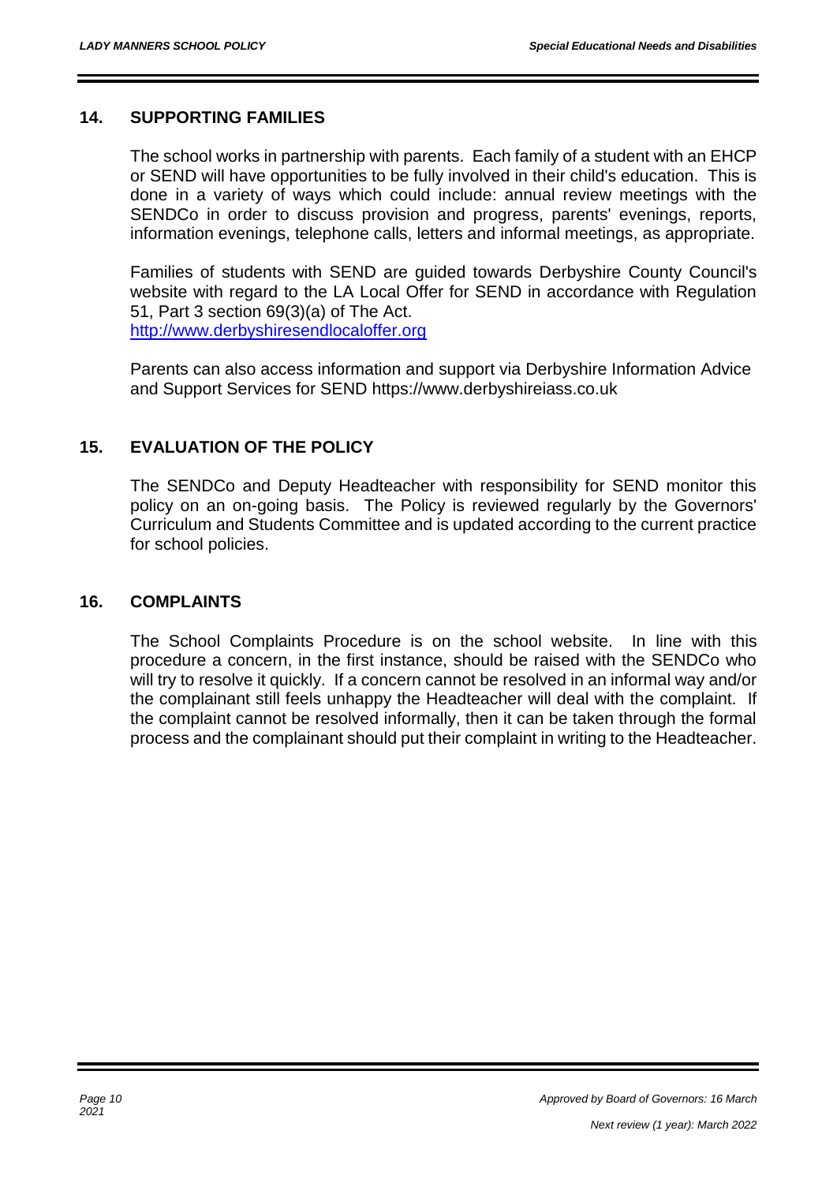## 14. SUPPORTING FAMILIES

The school works in partnership with parents. Each family of a student with an EHCP or SEND will have opportunities to be fully involved in their child's education. This is done in a variety of ways which could include: annual review meetings with the SENDCo in order to discuss provision and progress, parents' evenings, reports, information evenings, telephone calls, letters and informal meetings, as appropriate.

Families of students with SEND are guided towards Derbyshire County Council's website with regard to the LA Local Offer for SEND in accordance with Regulation 51, Part 3 section 69(3)(a) of The Act.
http://www.derbyshiresendlocaloffer.org

Parents can also access information and support via Derbyshire Information Advice and Support Services for SEND https://www.derbyshireiass.co.uk

## 15. EVALUATION OF THE POLICY

The SENDCo and Deputy Headteacher with responsibility for SEND monitor this policy on an on-going basis. The Policy is reviewed regularly by the Governors' Curriculum and Students Committee and is updated according to the current practice for school policies.

## 16. COMPLAINTS

The School Complaints Procedure is on the school website. In line with this procedure a concern, in the first instance, should be raised with the SENDCo who will try to resolve it quickly. If a concern cannot be resolved in an informal way and/or the complainant still feels unhappy the Headteacher will deal with the complaint. If the complaint cannot be resolved informally, then it can be taken through the formal process and the complainant should put their complaint in writing to the Headteacher.